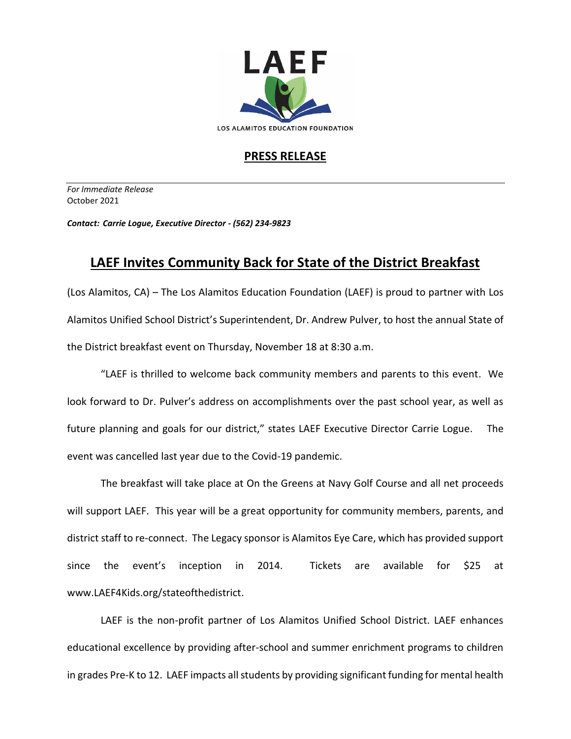LAEF

LOS ALAMITOS EDUCATION FOUNDATION

## PRESS RELEASE

*For Immediate Release*
October 2021

***Contact: Carrie Logue, Executive Director - (562) 234-9823***

# LAEF Invites Community Back for State of the District Breakfast

(Los Alamitos, CA) – The Los Alamitos Education Foundation (LAEF) is proud to partner with Los Alamitos Unified School District's Superintendent, Dr. Andrew Pulver, to host the annual State of the District breakfast event on Thursday, November 18 at 8:30 a.m.

"LAEF is thrilled to welcome back community members and parents to this event. We look forward to Dr. Pulver's address on accomplishments over the past school year, as well as future planning and goals for our district," states LAEF Executive Director Carrie Logue. The event was cancelled last year due to the Covid-19 pandemic.

The breakfast will take place at On the Greens at Navy Golf Course and all net proceeds will support LAEF. This year will be a great opportunity for community members, parents, and district staff to re-connect. The Legacy sponsor is Alamitos Eye Care, which has provided support since the event's inception in 2014. Tickets are available for $25 at www.LAEF4Kids.org/stateofthedistrict.

LAEF is the non-profit partner of Los Alamitos Unified School District. LAEF enhances educational excellence by providing after-school and summer enrichment programs to children in grades Pre-K to 12. LAEF impacts all students by providing significant funding for mental health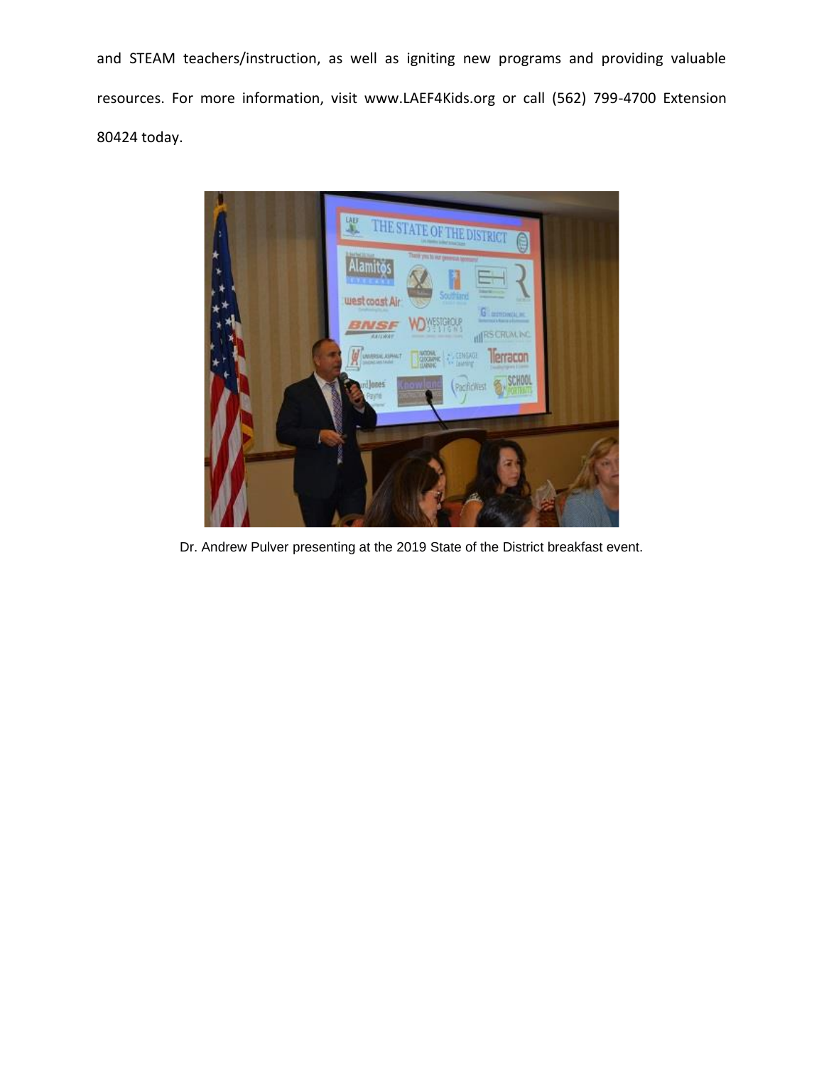and STEAM teachers/instruction, as well as igniting new programs and providing valuable resources. For more information, visit www.LAEF4Kids.org or call (562) 799-4700 Extension 80424 today.

Dr. Andrew Pulver presenting at the 2019 State of the District breakfast event.